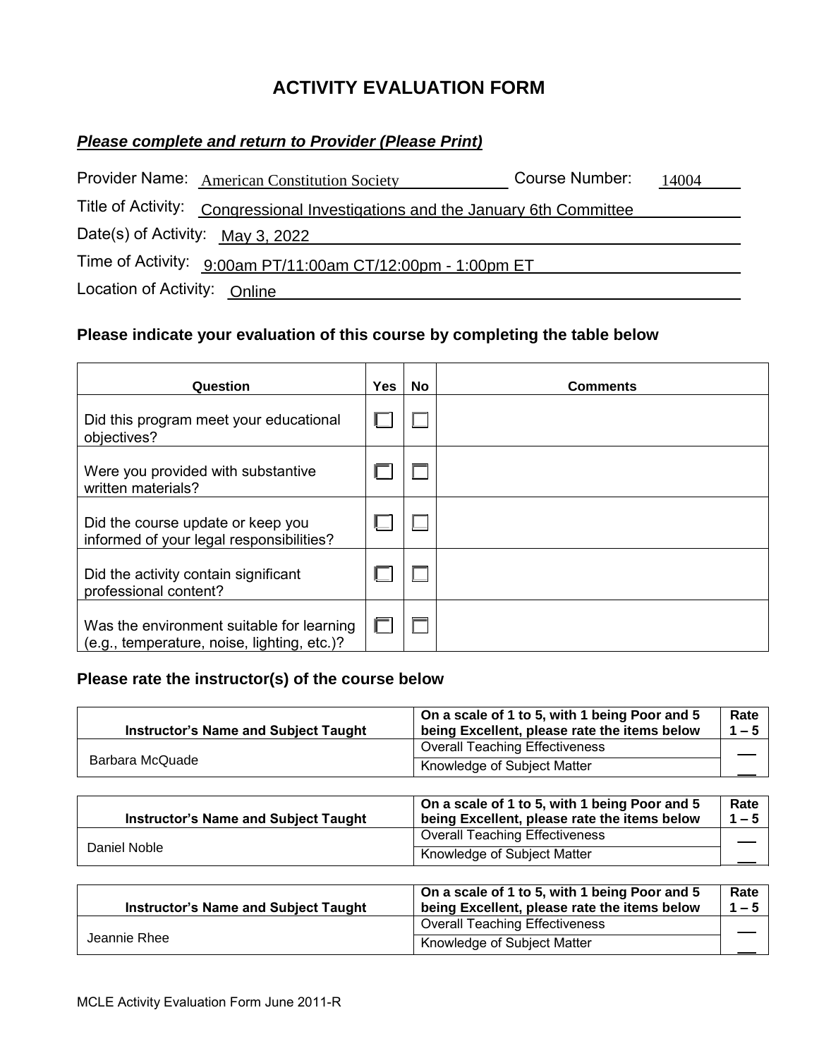# ACTIVITY EVALUATION FORM

***Please complete and return to Provider (Please Print)***

Provider Name: American Constitution Society Course Number: 14004

Title of Activity: Congressional Investigations and the January 6th Committee

Date(s) of Activity: May 3, 2022

Time of Activity: 9:00am PT/11:00am CT/12:00pm - 1:00pm ET

Location of Activity: Online

## Please indicate your evaluation of this course by completing the table below

| Question | Yes | No | Comments |
|---|---|---|---|
| Did this program meet your educational objectives? | ☐ | ☐ | |
| Were you provided with substantive written materials? | ☐ | ☐ | |
| Did the course update or keep you informed of your legal responsibilities? | ☐ | ☐ | |
| Did the activity contain significant professional content? | ☐ | ☐ | |
| Was the environment suitable for learning (e.g., temperature, noise, lighting, etc.)? | ☐ | ☐ | |

## Please rate the instructor(s) of the course below

| Instructor's Name and Subject Taught | On a scale of 1 to 5, with 1 being Poor and 5 being Excellent, please rate the items below | Rate 1 – 5 |
|---|---|---|
| Barbara McQuade | Overall Teaching Effectiveness | ___ |
| | Knowledge of Subject Matter | ___ |

| Instructor's Name and Subject Taught | On a scale of 1 to 5, with 1 being Poor and 5 being Excellent, please rate the items below | Rate 1 – 5 |
|---|---|---|
| Daniel Noble | Overall Teaching Effectiveness | ___ |
| | Knowledge of Subject Matter | ___ |

| Instructor's Name and Subject Taught | On a scale of 1 to 5, with 1 being Poor and 5 being Excellent, please rate the items below | Rate 1 – 5 |
|---|---|---|
| Jeannie Rhee | Overall Teaching Effectiveness | ___ |
| | Knowledge of Subject Matter | ___ |

MCLE Activity Evaluation Form June 2011-R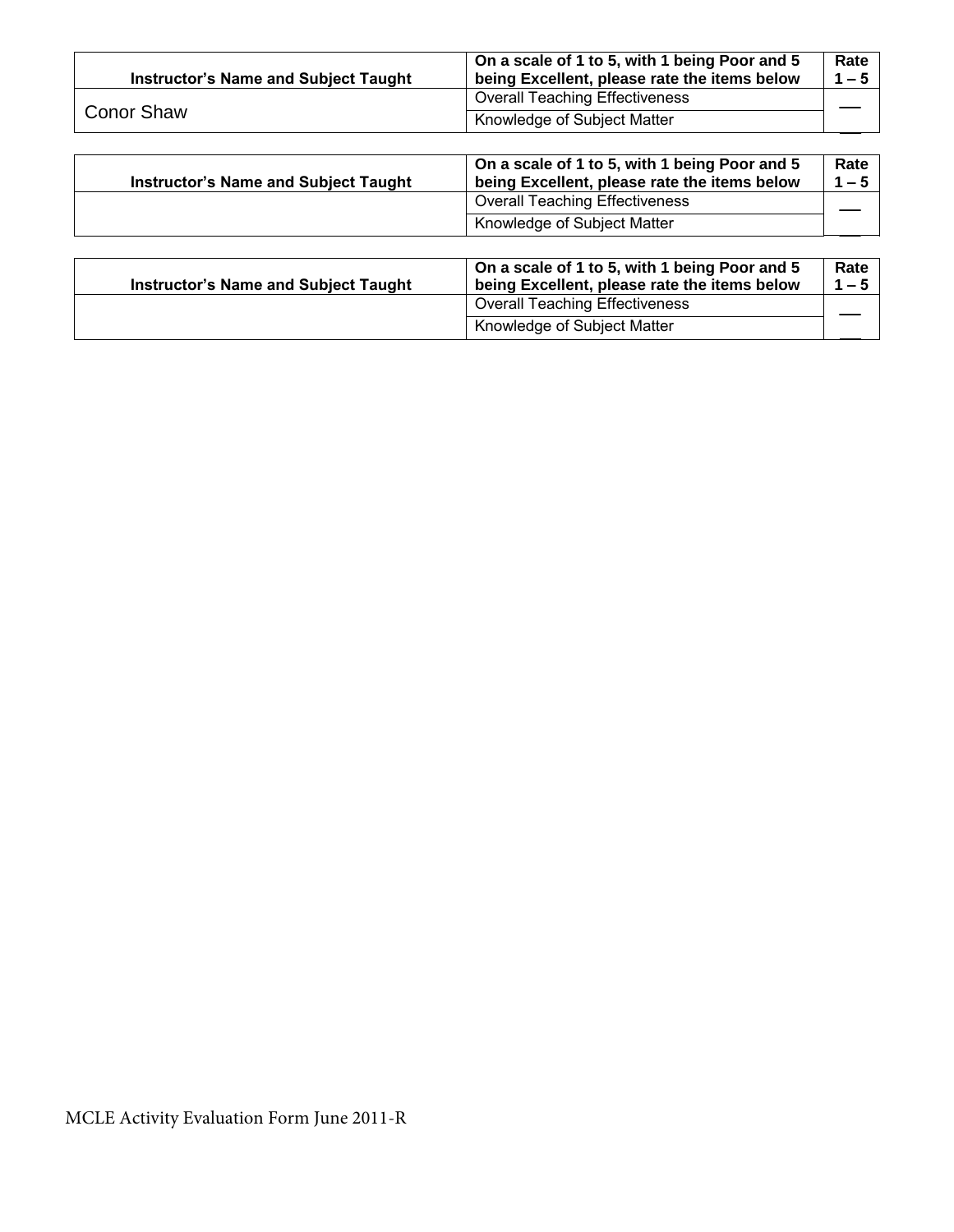| Instructor's Name and Subject Taught | On a scale of 1 to 5, with 1 being Poor and 5 being Excellent, please rate the items below | Rate 1 – 5 |
| --- | --- | --- |
| Conor Shaw | Overall Teaching Effectiveness | ___ |
| | Knowledge of Subject Matter | ___ |

| Instructor's Name and Subject Taught | On a scale of 1 to 5, with 1 being Poor and 5 being Excellent, please rate the items below | Rate 1 – 5 |
| --- | --- | --- |
| | Overall Teaching Effectiveness | ___ |
| | Knowledge of Subject Matter | ___ |

| Instructor's Name and Subject Taught | On a scale of 1 to 5, with 1 being Poor and 5 being Excellent, please rate the items below | Rate 1 – 5 |
| --- | --- | --- |
| | Overall Teaching Effectiveness | ___ |
| | Knowledge of Subject Matter | ___ |

MCLE Activity Evaluation Form June 2011-R